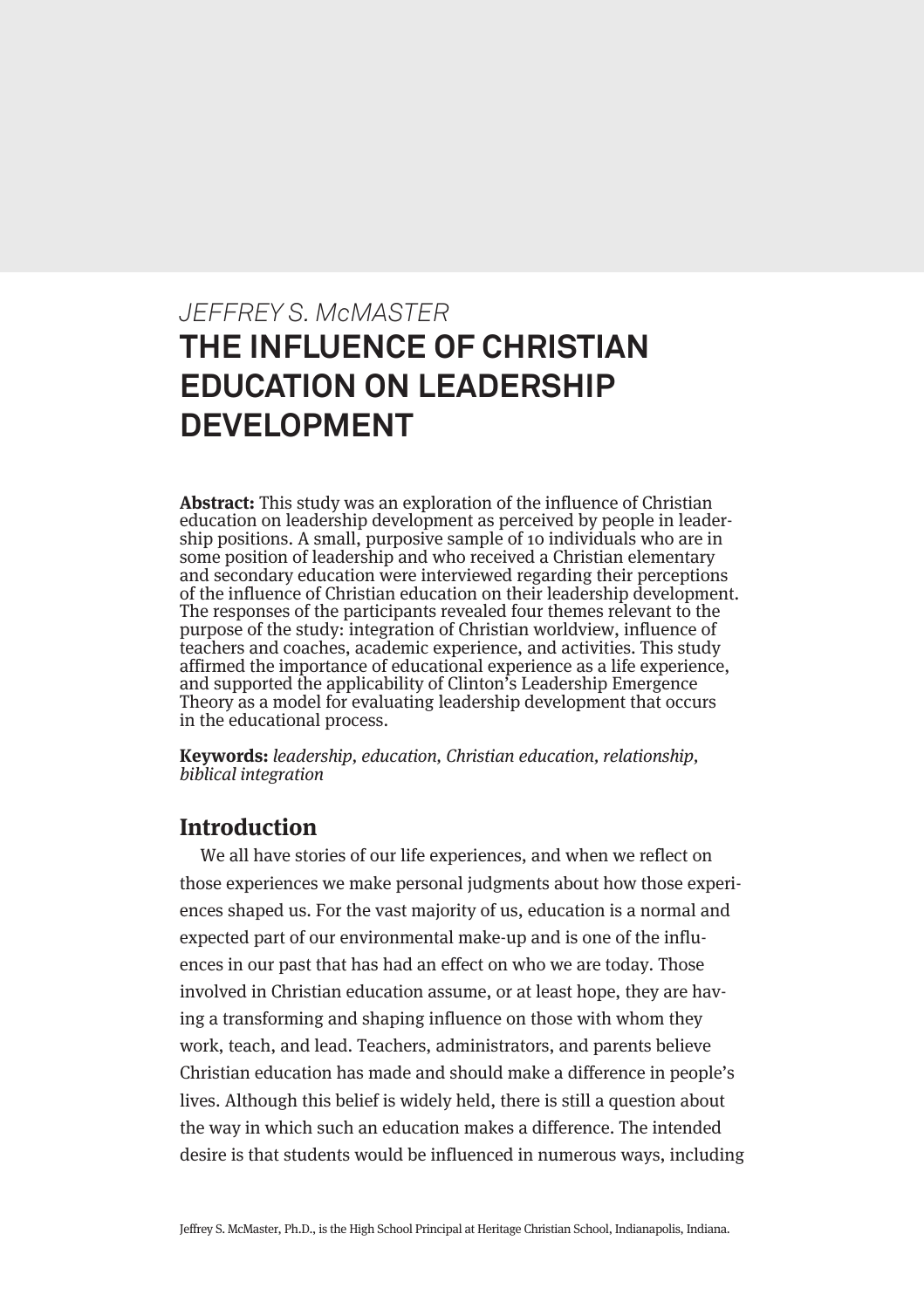*JEFFREY S. McMASTER*

# THE INFLUENCE OF CHRISTIAN EDUCATION ON LEADERSHIP DEVELOPMENT

**Abstract:** This study was an exploration of the influence of Christian education on leadership development as perceived by people in leadership positions. A small, purposive sample of 10 individuals who are in some position of leadership and who received a Christian elementary and secondary education were interviewed regarding their perceptions of the influence of Christian education on their leadership development. The responses of the participants revealed four themes relevant to the purpose of the study: integration of Christian worldview, influence of teachers and coaches, academic experience, and activities. This study affirmed the importance of educational experience as a life experience, and supported the applicability of Clinton's Leadership Emergence Theory as a model for evaluating leadership development that occurs in the educational process.

**Keywords:** *leadership, education, Christian education, relationship, biblical integration*

## Introduction

We all have stories of our life experiences, and when we reflect on those experiences we make personal judgments about how those experiences shaped us. For the vast majority of us, education is a normal and expected part of our environmental make-up and is one of the influences in our past that has had an effect on who we are today. Those involved in Christian education assume, or at least hope, they are having a transforming and shaping influence on those with whom they work, teach, and lead. Teachers, administrators, and parents believe Christian education has made and should make a difference in people's lives. Although this belief is widely held, there is still a question about the way in which such an education makes a difference. The intended desire is that students would be influenced in numerous ways, including

Jeffrey S. McMaster, Ph.D., is the High School Principal at Heritage Christian School, Indianapolis, Indiana.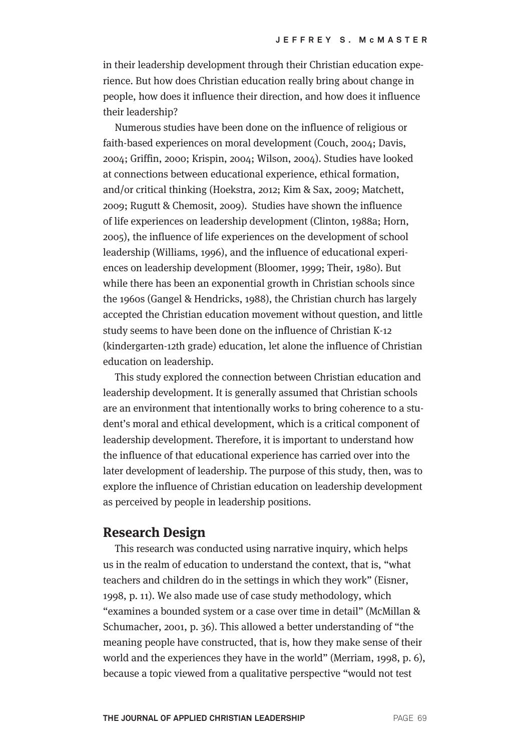in their leadership development through their Christian education experience. But how does Christian education really bring about change in people, how does it influence their direction, and how does it influence their leadership?

Numerous studies have been done on the influence of religious or faith-based experiences on moral development (Couch, 2004; Davis, 2004; Griffin, 2000; Krispin, 2004; Wilson, 2004). Studies have looked at connections between educational experience, ethical formation, and/or critical thinking (Hoekstra, 2012; Kim & Sax, 2009; Matchett, 2009; Rugutt & Chemosit, 2009). Studies have shown the influence of life experiences on leadership development (Clinton, 1988a; Horn, 2005), the influence of life experiences on the development of school leadership (Williams, 1996), and the influence of educational experiences on leadership development (Bloomer, 1999; Their, 1980). But while there has been an exponential growth in Christian schools since the 1960s (Gangel & Hendricks, 1988), the Christian church has largely accepted the Christian education movement without question, and little study seems to have been done on the influence of Christian K-12 (kindergarten-12th grade) education, let alone the influence of Christian education on leadership.

This study explored the connection between Christian education and leadership development. It is generally assumed that Christian schools are an environment that intentionally works to bring coherence to a student's moral and ethical development, which is a critical component of leadership development. Therefore, it is important to understand how the influence of that educational experience has carried over into the later development of leadership. The purpose of this study, then, was to explore the influence of Christian education on leadership development as perceived by people in leadership positions.

## Research Design

This research was conducted using narrative inquiry, which helps us in the realm of education to understand the context, that is, "what teachers and children do in the settings in which they work" (Eisner, 1998, p. 11). We also made use of case study methodology, which "examines a bounded system or a case over time in detail" (McMillan & Schumacher, 2001, p. 36). This allowed a better understanding of "the meaning people have constructed, that is, how they make sense of their world and the experiences they have in the world" (Merriam, 1998, p. 6), because a topic viewed from a qualitative perspective "would not test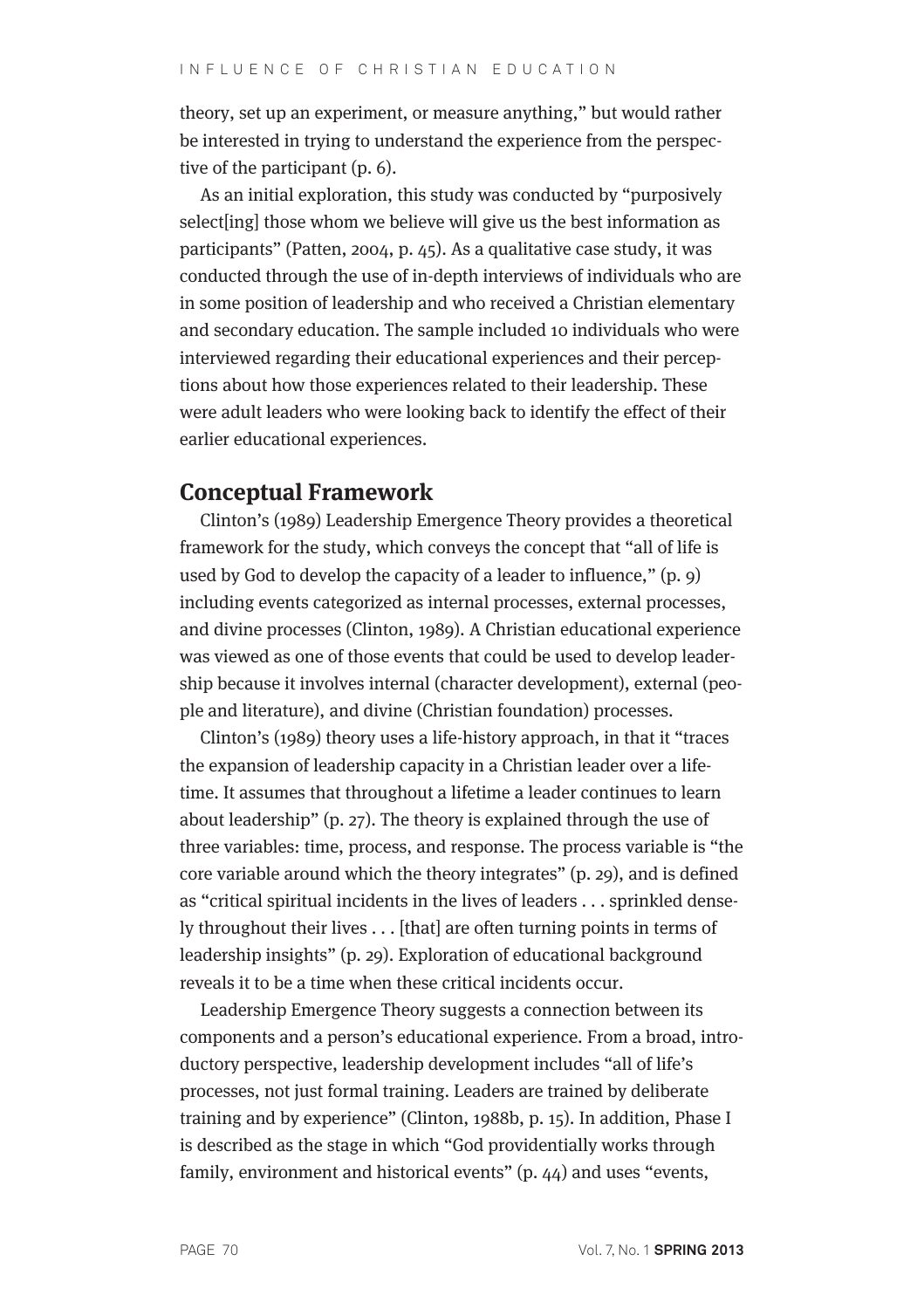theory, set up an experiment, or measure anything," but would rather be interested in trying to understand the experience from the perspective of the participant (p. 6).

As an initial exploration, this study was conducted by "purposively select[ing] those whom we believe will give us the best information as participants" (Patten, 2004, p. 45). As a qualitative case study, it was conducted through the use of in-depth interviews of individuals who are in some position of leadership and who received a Christian elementary and secondary education. The sample included 10 individuals who were interviewed regarding their educational experiences and their perceptions about how those experiences related to their leadership. These were adult leaders who were looking back to identify the effect of their earlier educational experiences.

## Conceptual Framework

Clinton's (1989) Leadership Emergence Theory provides a theoretical framework for the study, which conveys the concept that "all of life is used by God to develop the capacity of a leader to influence," (p. 9) including events categorized as internal processes, external processes, and divine processes (Clinton, 1989). A Christian educational experience was viewed as one of those events that could be used to develop leadership because it involves internal (character development), external (people and literature), and divine (Christian foundation) processes.

Clinton's (1989) theory uses a life-history approach, in that it "traces the expansion of leadership capacity in a Christian leader over a lifetime. It assumes that throughout a lifetime a leader continues to learn about leadership" (p. 27). The theory is explained through the use of three variables: time, process, and response. The process variable is "the core variable around which the theory integrates" (p. 29), and is defined as "critical spiritual incidents in the lives of leaders . . . sprinkled densely throughout their lives . . . [that] are often turning points in terms of leadership insights" (p. 29). Exploration of educational background reveals it to be a time when these critical incidents occur.

Leadership Emergence Theory suggests a connection between its components and a person's educational experience. From a broad, introductory perspective, leadership development includes "all of life's processes, not just formal training. Leaders are trained by deliberate training and by experience" (Clinton, 1988b, p. 15). In addition, Phase I is described as the stage in which "God providentially works through family, environment and historical events" (p. 44) and uses "events,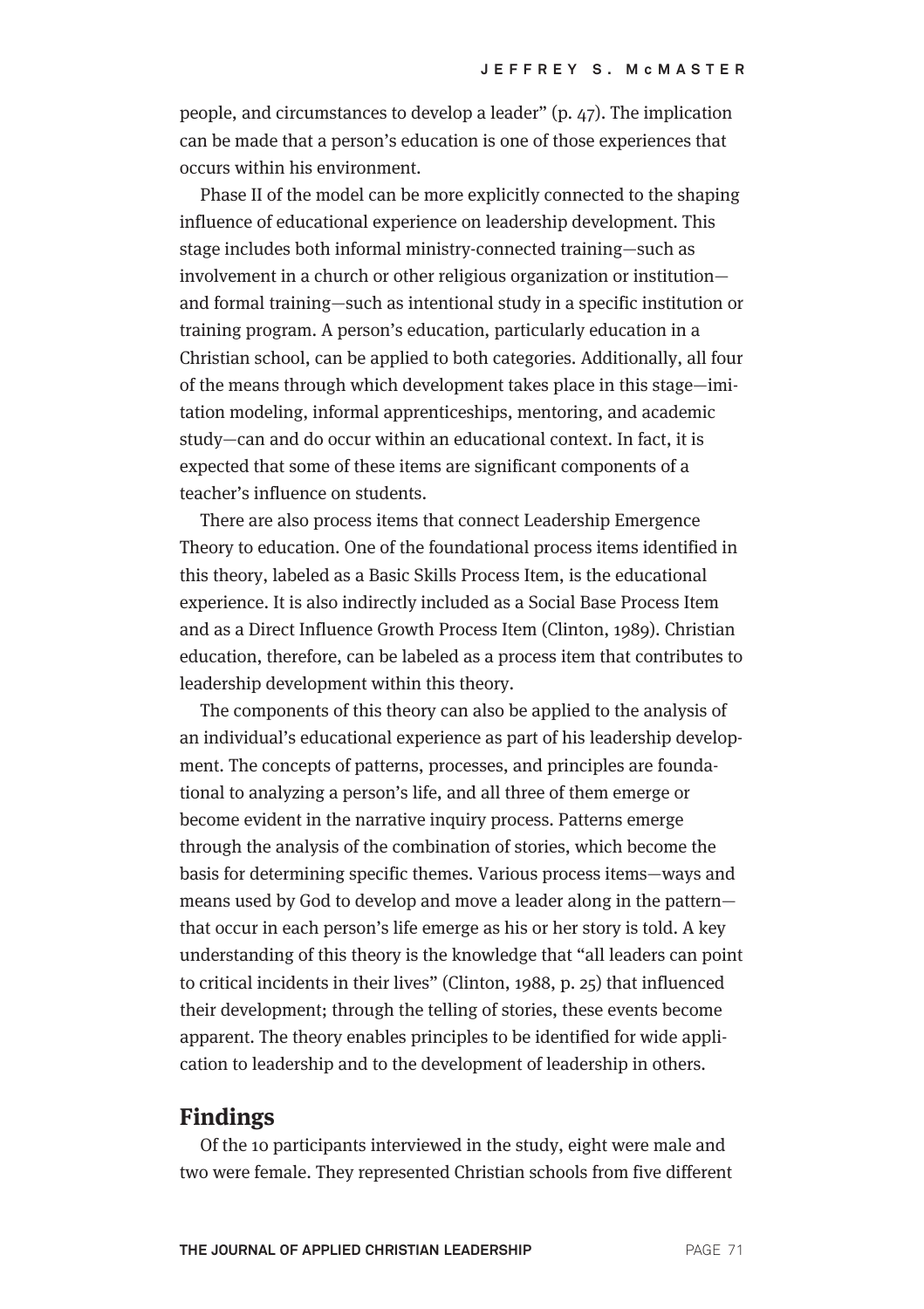people, and circumstances to develop a leader" (p. 47). The implication can be made that a person's education is one of those experiences that occurs within his environment.

Phase II of the model can be more explicitly connected to the shaping influence of educational experience on leadership development. This stage includes both informal ministry-connected training—such as involvement in a church or other religious organization or institution—and formal training—such as intentional study in a specific institution or training program. A person's education, particularly education in a Christian school, can be applied to both categories. Additionally, all four of the means through which development takes place in this stage—imitation modeling, informal apprenticeships, mentoring, and academic study—can and do occur within an educational context. In fact, it is expected that some of these items are significant components of a teacher's influence on students.

There are also process items that connect Leadership Emergence Theory to education. One of the foundational process items identified in this theory, labeled as a Basic Skills Process Item, is the educational experience. It is also indirectly included as a Social Base Process Item and as a Direct Influence Growth Process Item (Clinton, 1989). Christian education, therefore, can be labeled as a process item that contributes to leadership development within this theory.

The components of this theory can also be applied to the analysis of an individual's educational experience as part of his leadership development. The concepts of patterns, processes, and principles are foundational to analyzing a person's life, and all three of them emerge or become evident in the narrative inquiry process. Patterns emerge through the analysis of the combination of stories, which become the basis for determining specific themes. Various process items—ways and means used by God to develop and move a leader along in the pattern—that occur in each person's life emerge as his or her story is told. A key understanding of this theory is the knowledge that "all leaders can point to critical incidents in their lives" (Clinton, 1988, p. 25) that influenced their development; through the telling of stories, these events become apparent. The theory enables principles to be identified for wide application to leadership and to the development of leadership in others.

## Findings

Of the 10 participants interviewed in the study, eight were male and two were female. They represented Christian schools from five different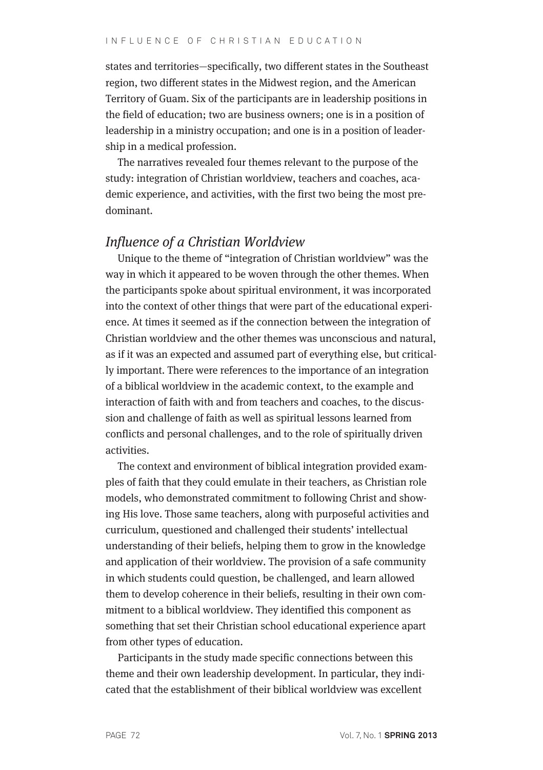states and territories—specifically, two different states in the Southeast region, two different states in the Midwest region, and the American Territory of Guam. Six of the participants are in leadership positions in the field of education; two are business owners; one is in a position of leadership in a ministry occupation; and one is in a position of leadership in a medical profession.

The narratives revealed four themes relevant to the purpose of the study: integration of Christian worldview, teachers and coaches, academic experience, and activities, with the first two being the most predominant.

## *Influence of a Christian Worldview*

Unique to the theme of "integration of Christian worldview" was the way in which it appeared to be woven through the other themes. When the participants spoke about spiritual environment, it was incorporated into the context of other things that were part of the educational experience. At times it seemed as if the connection between the integration of Christian worldview and the other themes was unconscious and natural, as if it was an expected and assumed part of everything else, but critically important. There were references to the importance of an integration of a biblical worldview in the academic context, to the example and interaction of faith with and from teachers and coaches, to the discussion and challenge of faith as well as spiritual lessons learned from conflicts and personal challenges, and to the role of spiritually driven activities.

The context and environment of biblical integration provided examples of faith that they could emulate in their teachers, as Christian role models, who demonstrated commitment to following Christ and showing His love. Those same teachers, along with purposeful activities and curriculum, questioned and challenged their students' intellectual understanding of their beliefs, helping them to grow in the knowledge and application of their worldview. The provision of a safe community in which students could question, be challenged, and learn allowed them to develop coherence in their beliefs, resulting in their own commitment to a biblical worldview. They identified this component as something that set their Christian school educational experience apart from other types of education.

Participants in the study made specific connections between this theme and their own leadership development. In particular, they indicated that the establishment of their biblical worldview was excellent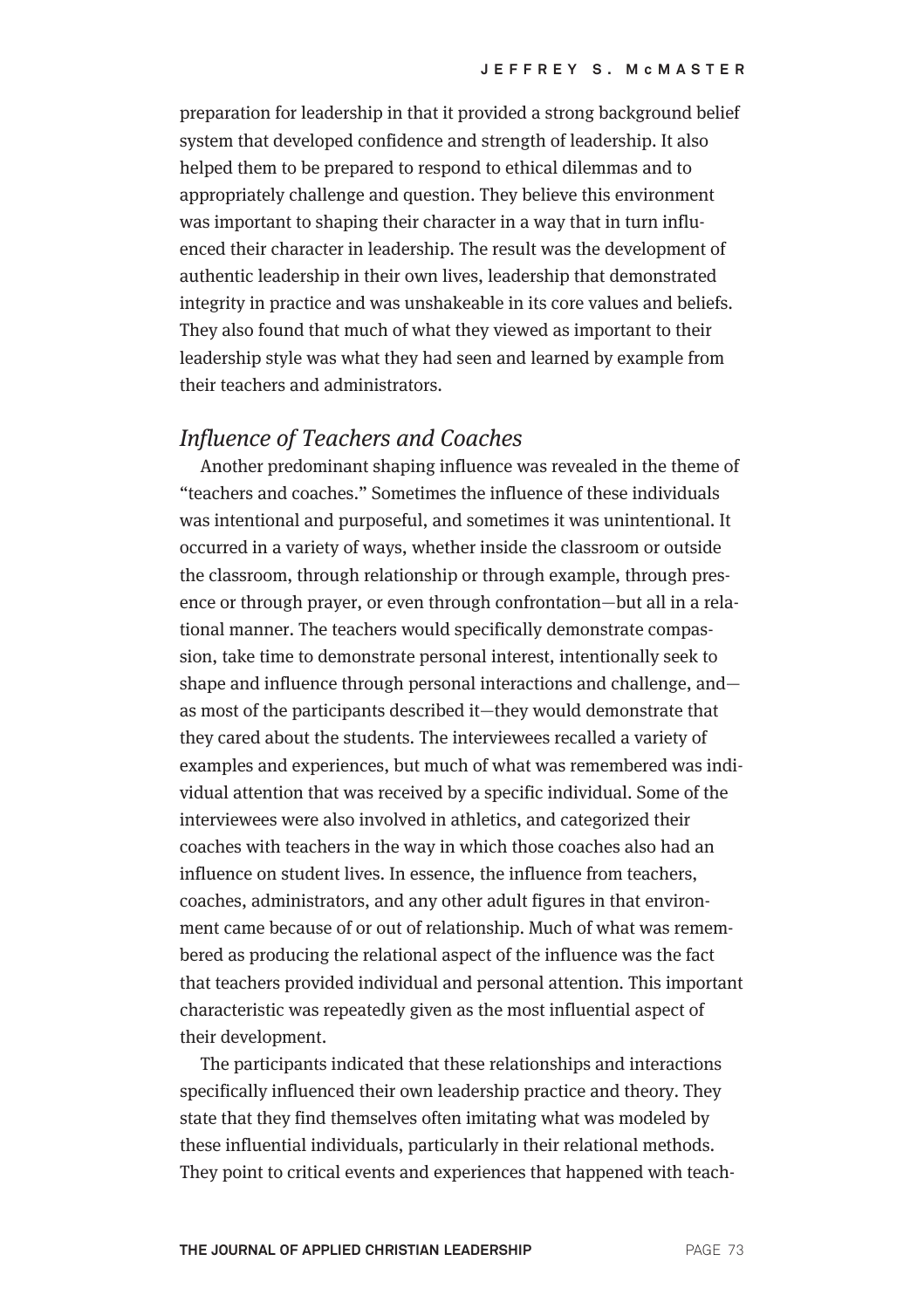preparation for leadership in that it provided a strong background belief system that developed confidence and strength of leadership. It also helped them to be prepared to respond to ethical dilemmas and to appropriately challenge and question. They believe this environment was important to shaping their character in a way that in turn influenced their character in leadership. The result was the development of authentic leadership in their own lives, leadership that demonstrated integrity in practice and was unshakeable in its core values and beliefs. They also found that much of what they viewed as important to their leadership style was what they had seen and learned by example from their teachers and administrators.

### *Influence of Teachers and Coaches*

Another predominant shaping influence was revealed in the theme of "teachers and coaches." Sometimes the influence of these individuals was intentional and purposeful, and sometimes it was unintentional. It occurred in a variety of ways, whether inside the classroom or outside the classroom, through relationship or through example, through presence or through prayer, or even through confrontation—but all in a relational manner. The teachers would specifically demonstrate compassion, take time to demonstrate personal interest, intentionally seek to shape and influence through personal interactions and challenge, and—as most of the participants described it—they would demonstrate that they cared about the students. The interviewees recalled a variety of examples and experiences, but much of what was remembered was individual attention that was received by a specific individual. Some of the interviewees were also involved in athletics, and categorized their coaches with teachers in the way in which those coaches also had an influence on student lives. In essence, the influence from teachers, coaches, administrators, and any other adult figures in that environment came because of or out of relationship. Much of what was remembered as producing the relational aspect of the influence was the fact that teachers provided individual and personal attention. This important characteristic was repeatedly given as the most influential aspect of their development.

The participants indicated that these relationships and interactions specifically influenced their own leadership practice and theory. They state that they find themselves often imitating what was modeled by these influential individuals, particularly in their relational methods. They point to critical events and experiences that happened with teach-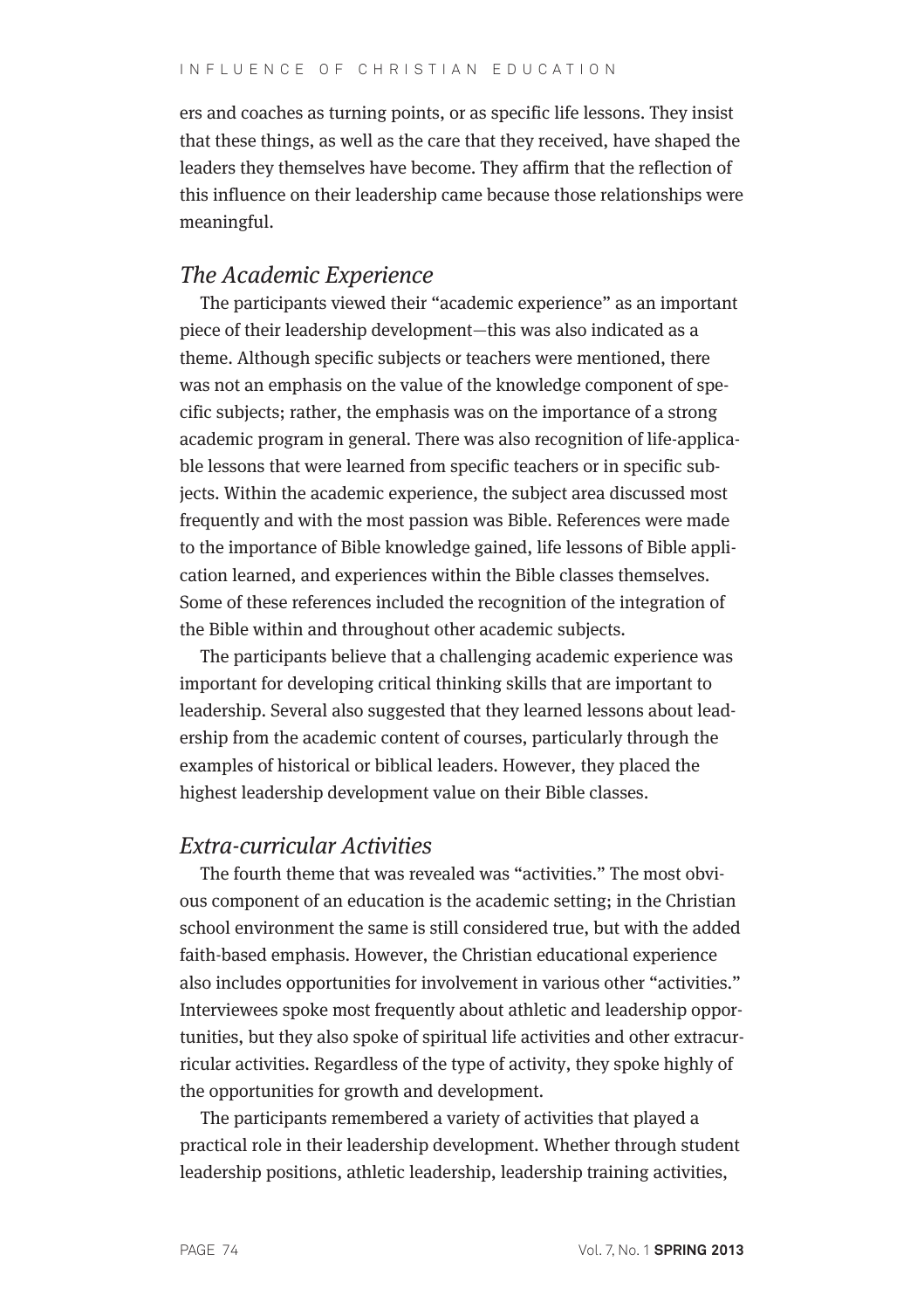ers and coaches as turning points, or as specific life lessons. They insist that these things, as well as the care that they received, have shaped the leaders they themselves have become. They affirm that the reflection of this influence on their leadership came because those relationships were meaningful.

### *The Academic Experience*

The participants viewed their "academic experience" as an important piece of their leadership development—this was also indicated as a theme. Although specific subjects or teachers were mentioned, there was not an emphasis on the value of the knowledge component of specific subjects; rather, the emphasis was on the importance of a strong academic program in general. There was also recognition of life-applicable lessons that were learned from specific teachers or in specific subjects. Within the academic experience, the subject area discussed most frequently and with the most passion was Bible. References were made to the importance of Bible knowledge gained, life lessons of Bible application learned, and experiences within the Bible classes themselves. Some of these references included the recognition of the integration of the Bible within and throughout other academic subjects.

The participants believe that a challenging academic experience was important for developing critical thinking skills that are important to leadership. Several also suggested that they learned lessons about leadership from the academic content of courses, particularly through the examples of historical or biblical leaders. However, they placed the highest leadership development value on their Bible classes.

### *Extra-curricular Activities*

The fourth theme that was revealed was "activities." The most obvious component of an education is the academic setting; in the Christian school environment the same is still considered true, but with the added faith-based emphasis. However, the Christian educational experience also includes opportunities for involvement in various other "activities." Interviewees spoke most frequently about athletic and leadership opportunities, but they also spoke of spiritual life activities and other extracurricular activities. Regardless of the type of activity, they spoke highly of the opportunities for growth and development.

The participants remembered a variety of activities that played a practical role in their leadership development. Whether through student leadership positions, athletic leadership, leadership training activities,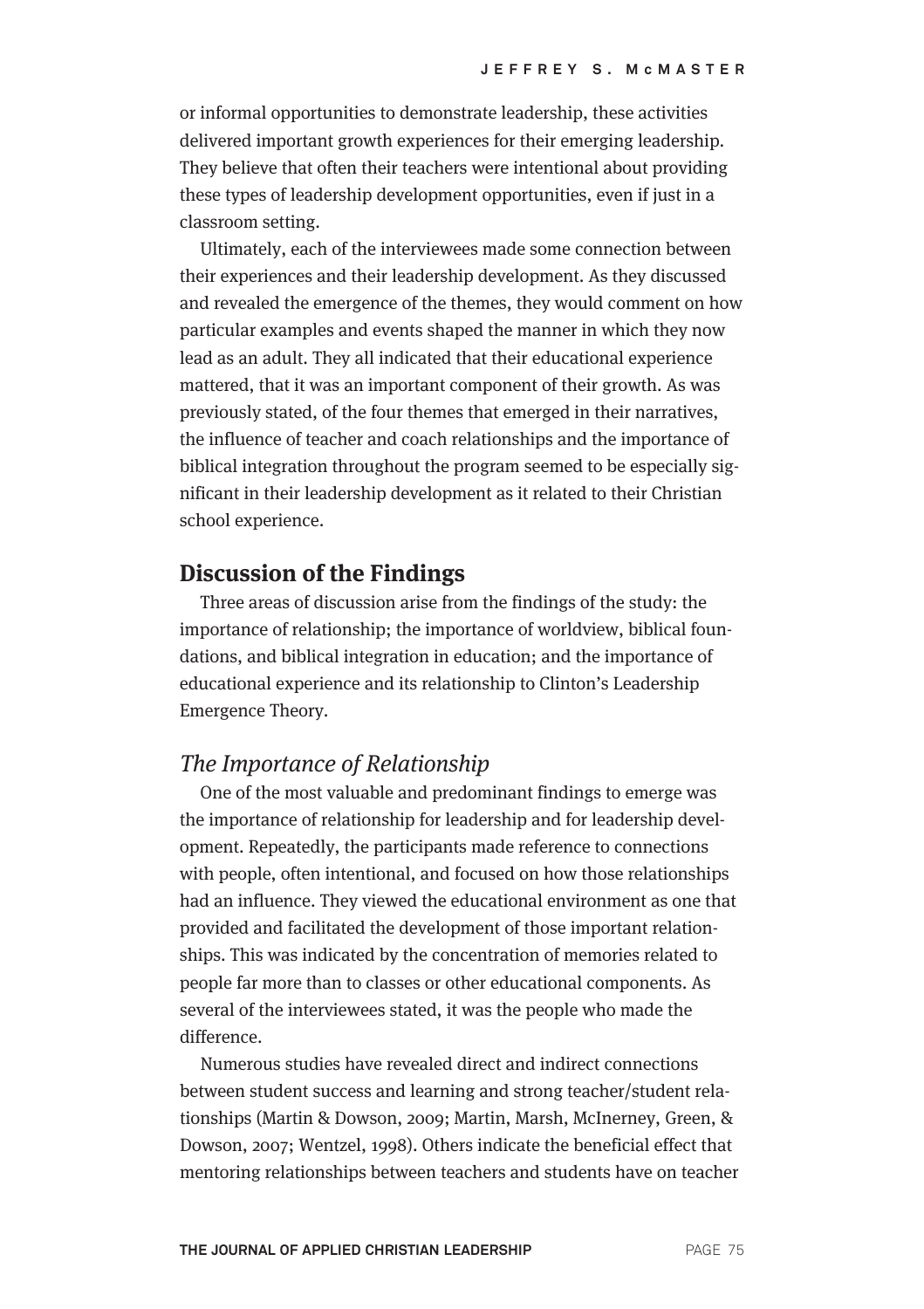or informal opportunities to demonstrate leadership, these activities delivered important growth experiences for their emerging leadership. They believe that often their teachers were intentional about providing these types of leadership development opportunities, even if just in a classroom setting.

Ultimately, each of the interviewees made some connection between their experiences and their leadership development. As they discussed and revealed the emergence of the themes, they would comment on how particular examples and events shaped the manner in which they now lead as an adult. They all indicated that their educational experience mattered, that it was an important component of their growth. As was previously stated, of the four themes that emerged in their narratives, the influence of teacher and coach relationships and the importance of biblical integration throughout the program seemed to be especially significant in their leadership development as it related to their Christian school experience.

## Discussion of the Findings

Three areas of discussion arise from the findings of the study: the importance of relationship; the importance of worldview, biblical foundations, and biblical integration in education; and the importance of educational experience and its relationship to Clinton's Leadership Emergence Theory.

### *The Importance of Relationship*

One of the most valuable and predominant findings to emerge was the importance of relationship for leadership and for leadership development. Repeatedly, the participants made reference to connections with people, often intentional, and focused on how those relationships had an influence. They viewed the educational environment as one that provided and facilitated the development of those important relationships. This was indicated by the concentration of memories related to people far more than to classes or other educational components. As several of the interviewees stated, it was the people who made the difference.

Numerous studies have revealed direct and indirect connections between student success and learning and strong teacher/student relationships (Martin & Dowson, 2009; Martin, Marsh, McInerney, Green, & Dowson, 2007; Wentzel, 1998). Others indicate the beneficial effect that mentoring relationships between teachers and students have on teacher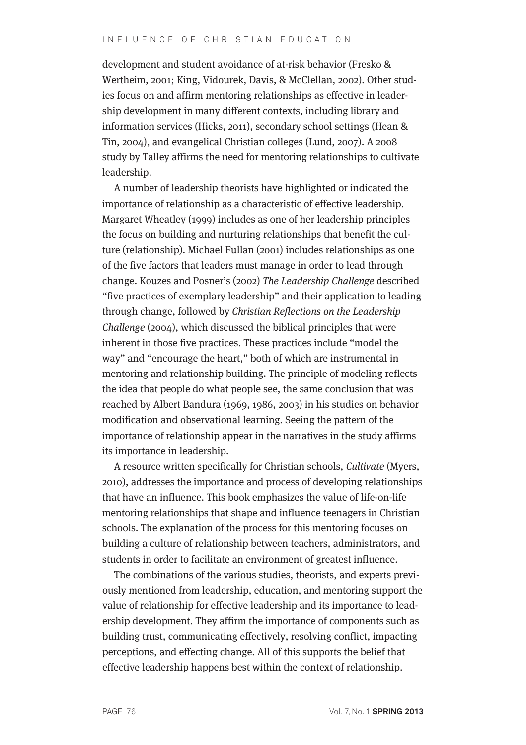development and student avoidance of at-risk behavior (Fresko & Wertheim, 2001; King, Vidourek, Davis, & McClellan, 2002). Other studies focus on and affirm mentoring relationships as effective in leadership development in many different contexts, including library and information services (Hicks, 2011), secondary school settings (Hean & Tin, 2004), and evangelical Christian colleges (Lund, 2007). A 2008 study by Talley affirms the need for mentoring relationships to cultivate leadership.

A number of leadership theorists have highlighted or indicated the importance of relationship as a characteristic of effective leadership. Margaret Wheatley (1999) includes as one of her leadership principles the focus on building and nurturing relationships that benefit the culture (relationship). Michael Fullan (2001) includes relationships as one of the five factors that leaders must manage in order to lead through change. Kouzes and Posner's (2002) *The Leadership Challenge* described "five practices of exemplary leadership" and their application to leading through change, followed by *Christian Reflections on the Leadership Challenge* (2004), which discussed the biblical principles that were inherent in those five practices. These practices include "model the way" and "encourage the heart," both of which are instrumental in mentoring and relationship building. The principle of modeling reflects the idea that people do what people see, the same conclusion that was reached by Albert Bandura (1969, 1986, 2003) in his studies on behavior modification and observational learning. Seeing the pattern of the importance of relationship appear in the narratives in the study affirms its importance in leadership.

A resource written specifically for Christian schools, *Cultivate* (Myers, 2010), addresses the importance and process of developing relationships that have an influence. This book emphasizes the value of life-on-life mentoring relationships that shape and influence teenagers in Christian schools. The explanation of the process for this mentoring focuses on building a culture of relationship between teachers, administrators, and students in order to facilitate an environment of greatest influence.

The combinations of the various studies, theorists, and experts previously mentioned from leadership, education, and mentoring support the value of relationship for effective leadership and its importance to leadership development. They affirm the importance of components such as building trust, communicating effectively, resolving conflict, impacting perceptions, and effecting change. All of this supports the belief that effective leadership happens best within the context of relationship.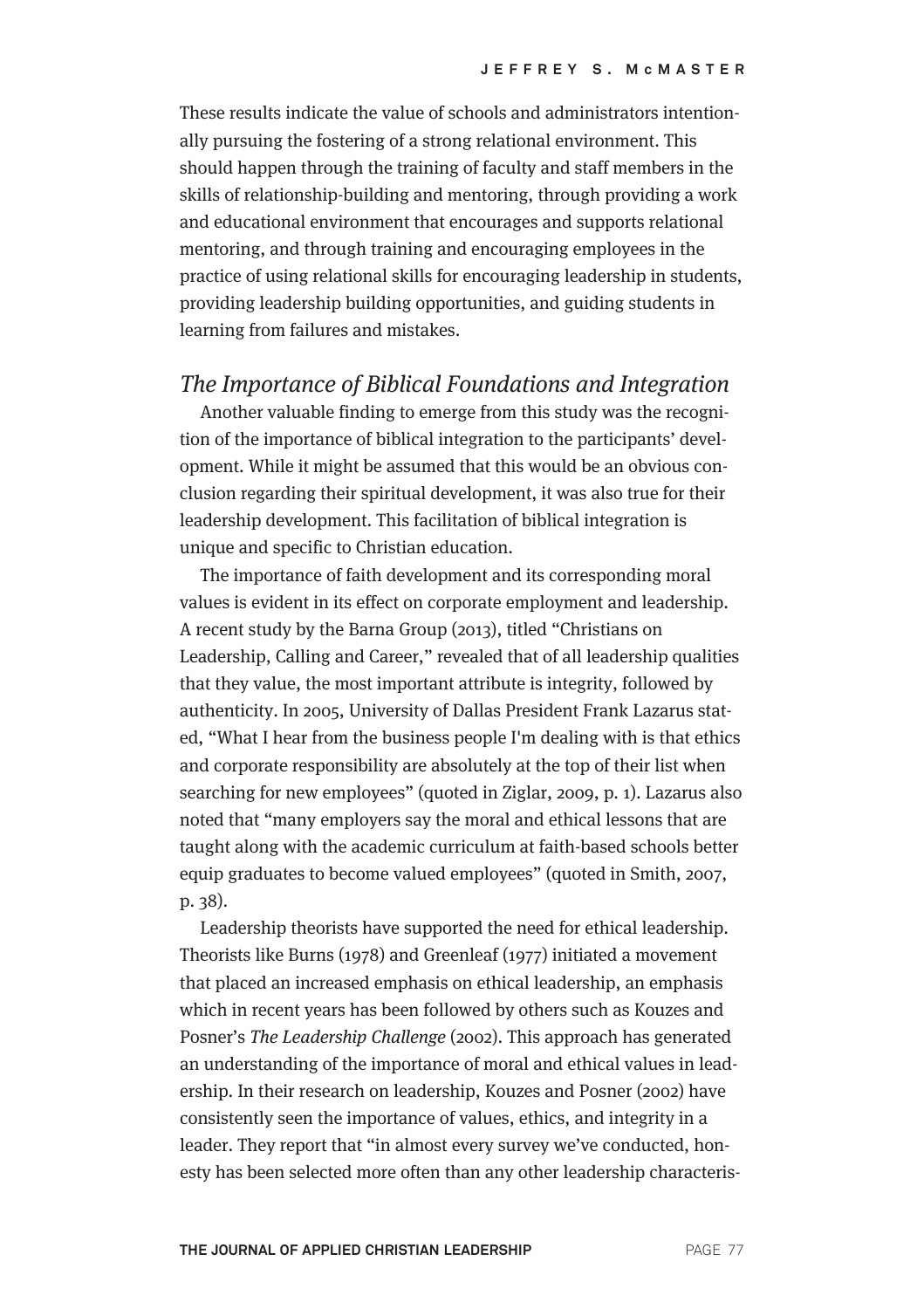These results indicate the value of schools and administrators intentionally pursuing the fostering of a strong relational environment. This should happen through the training of faculty and staff members in the skills of relationship-building and mentoring, through providing a work and educational environment that encourages and supports relational mentoring, and through training and encouraging employees in the practice of using relational skills for encouraging leadership in students, providing leadership building opportunities, and guiding students in learning from failures and mistakes.

### *The Importance of Biblical Foundations and Integration*

Another valuable finding to emerge from this study was the recognition of the importance of biblical integration to the participants' development. While it might be assumed that this would be an obvious conclusion regarding their spiritual development, it was also true for their leadership development. This facilitation of biblical integration is unique and specific to Christian education.

The importance of faith development and its corresponding moral values is evident in its effect on corporate employment and leadership. A recent study by the Barna Group (2013), titled "Christians on Leadership, Calling and Career," revealed that of all leadership qualities that they value, the most important attribute is integrity, followed by authenticity. In 2005, University of Dallas President Frank Lazarus stated, "What I hear from the business people I'm dealing with is that ethics and corporate responsibility are absolutely at the top of their list when searching for new employees" (quoted in Ziglar, 2009, p. 1). Lazarus also noted that "many employers say the moral and ethical lessons that are taught along with the academic curriculum at faith-based schools better equip graduates to become valued employees" (quoted in Smith, 2007, p. 38).

Leadership theorists have supported the need for ethical leadership. Theorists like Burns (1978) and Greenleaf (1977) initiated a movement that placed an increased emphasis on ethical leadership, an emphasis which in recent years has been followed by others such as Kouzes and Posner's *The Leadership Challenge* (2002). This approach has generated an understanding of the importance of moral and ethical values in leadership. In their research on leadership, Kouzes and Posner (2002) have consistently seen the importance of values, ethics, and integrity in a leader. They report that "in almost every survey we've conducted, honesty has been selected more often than any other leadership characteris-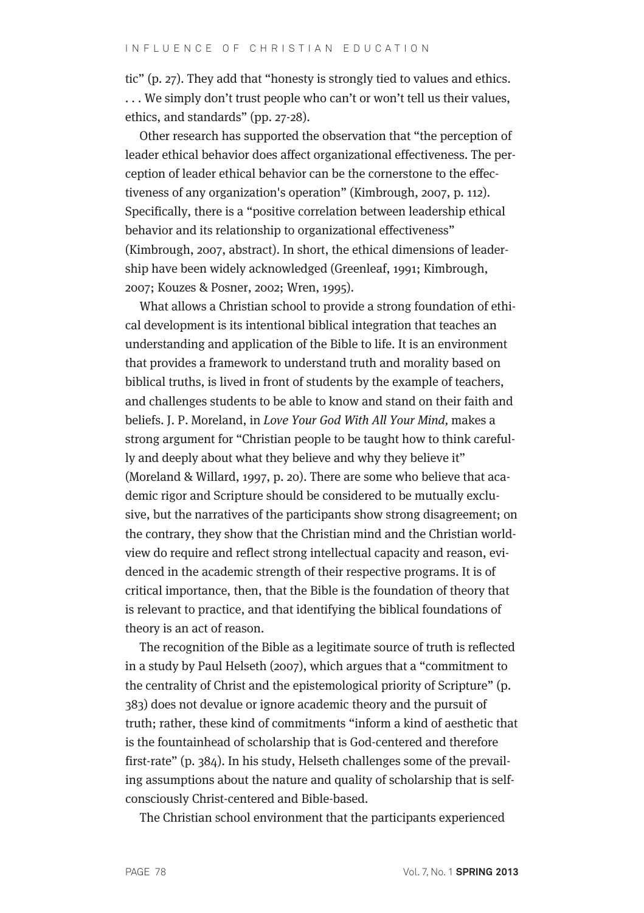tic" (p. 27). They add that "honesty is strongly tied to values and ethics. . . . We simply don't trust people who can't or won't tell us their values, ethics, and standards" (pp. 27-28).

Other research has supported the observation that "the perception of leader ethical behavior does affect organizational effectiveness. The perception of leader ethical behavior can be the cornerstone to the effectiveness of any organization's operation" (Kimbrough, 2007, p. 112). Specifically, there is a "positive correlation between leadership ethical behavior and its relationship to organizational effectiveness" (Kimbrough, 2007, abstract). In short, the ethical dimensions of leadership have been widely acknowledged (Greenleaf, 1991; Kimbrough, 2007; Kouzes & Posner, 2002; Wren, 1995).

What allows a Christian school to provide a strong foundation of ethical development is its intentional biblical integration that teaches an understanding and application of the Bible to life. It is an environment that provides a framework to understand truth and morality based on biblical truths, is lived in front of students by the example of teachers, and challenges students to be able to know and stand on their faith and beliefs. J. P. Moreland, in *Love Your God With All Your Mind,* makes a strong argument for "Christian people to be taught how to think carefully and deeply about what they believe and why they believe it" (Moreland & Willard, 1997, p. 20). There are some who believe that academic rigor and Scripture should be considered to be mutually exclusive, but the narratives of the participants show strong disagreement; on the contrary, they show that the Christian mind and the Christian worldview do require and reflect strong intellectual capacity and reason, evidenced in the academic strength of their respective programs. It is of critical importance, then, that the Bible is the foundation of theory that is relevant to practice, and that identifying the biblical foundations of theory is an act of reason.

The recognition of the Bible as a legitimate source of truth is reflected in a study by Paul Helseth (2007), which argues that a "commitment to the centrality of Christ and the epistemological priority of Scripture" (p. 383) does not devalue or ignore academic theory and the pursuit of truth; rather, these kind of commitments "inform a kind of aesthetic that is the fountainhead of scholarship that is God-centered and therefore first-rate" (p. 384). In his study, Helseth challenges some of the prevailing assumptions about the nature and quality of scholarship that is self-consciously Christ-centered and Bible-based.

The Christian school environment that the participants experienced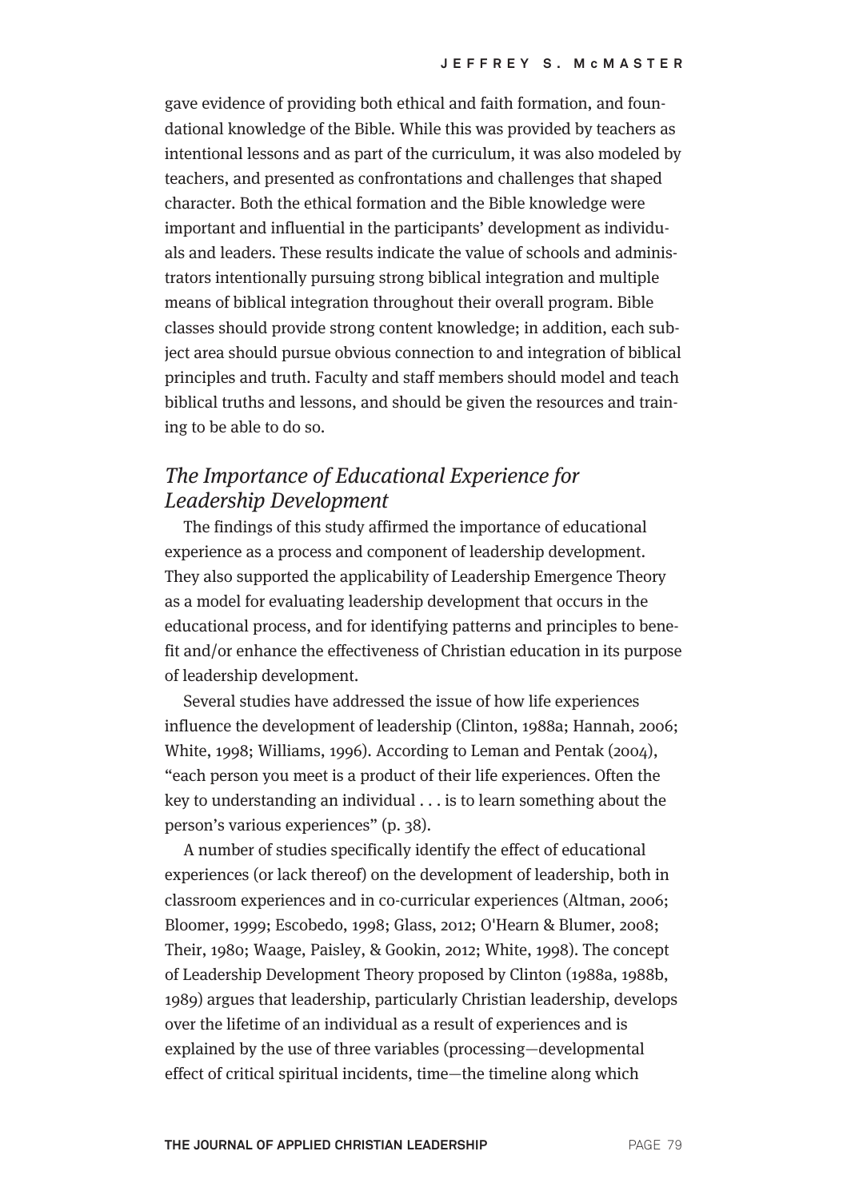gave evidence of providing both ethical and faith formation, and foundational knowledge of the Bible. While this was provided by teachers as intentional lessons and as part of the curriculum, it was also modeled by teachers, and presented as confrontations and challenges that shaped character. Both the ethical formation and the Bible knowledge were important and influential in the participants' development as individuals and leaders. These results indicate the value of schools and administrators intentionally pursuing strong biblical integration and multiple means of biblical integration throughout their overall program. Bible classes should provide strong content knowledge; in addition, each subject area should pursue obvious connection to and integration of biblical principles and truth. Faculty and staff members should model and teach biblical truths and lessons, and should be given the resources and training to be able to do so.

### *The Importance of Educational Experience for Leadership Development*

The findings of this study affirmed the importance of educational experience as a process and component of leadership development. They also supported the applicability of Leadership Emergence Theory as a model for evaluating leadership development that occurs in the educational process, and for identifying patterns and principles to benefit and/or enhance the effectiveness of Christian education in its purpose of leadership development.

Several studies have addressed the issue of how life experiences influence the development of leadership (Clinton, 1988a; Hannah, 2006; White, 1998; Williams, 1996). According to Leman and Pentak (2004), "each person you meet is a product of their life experiences. Often the key to understanding an individual . . . is to learn something about the person's various experiences" (p. 38).

A number of studies specifically identify the effect of educational experiences (or lack thereof) on the development of leadership, both in classroom experiences and in co-curricular experiences (Altman, 2006; Bloomer, 1999; Escobedo, 1998; Glass, 2012; O'Hearn & Blumer, 2008; Their, 1980; Waage, Paisley, & Gookin, 2012; White, 1998). The concept of Leadership Development Theory proposed by Clinton (1988a, 1988b, 1989) argues that leadership, particularly Christian leadership, develops over the lifetime of an individual as a result of experiences and is explained by the use of three variables (processing—developmental effect of critical spiritual incidents, time—the timeline along which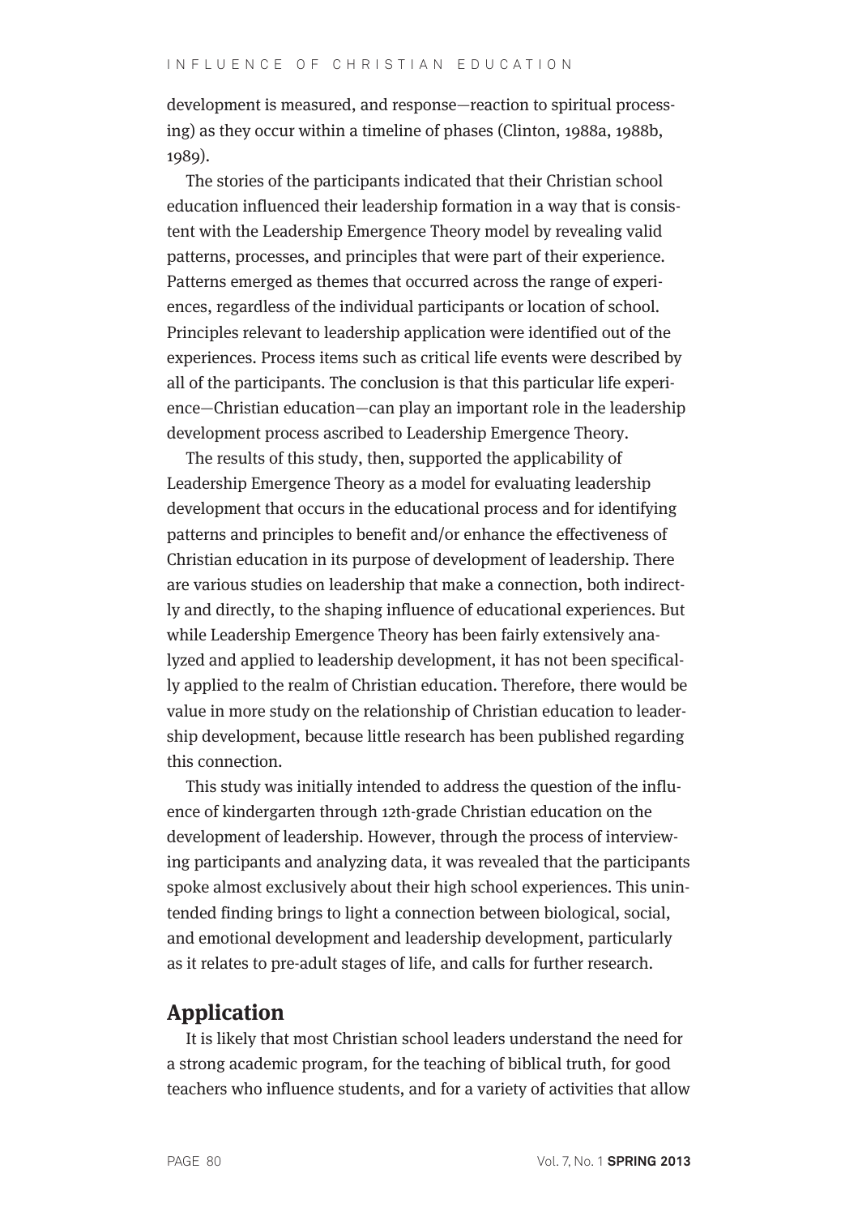development is measured, and response—reaction to spiritual processing) as they occur within a timeline of phases (Clinton, 1988a, 1988b, 1989).

The stories of the participants indicated that their Christian school education influenced their leadership formation in a way that is consistent with the Leadership Emergence Theory model by revealing valid patterns, processes, and principles that were part of their experience. Patterns emerged as themes that occurred across the range of experiences, regardless of the individual participants or location of school. Principles relevant to leadership application were identified out of the experiences. Process items such as critical life events were described by all of the participants. The conclusion is that this particular life experience—Christian education—can play an important role in the leadership development process ascribed to Leadership Emergence Theory.

The results of this study, then, supported the applicability of Leadership Emergence Theory as a model for evaluating leadership development that occurs in the educational process and for identifying patterns and principles to benefit and/or enhance the effectiveness of Christian education in its purpose of development of leadership. There are various studies on leadership that make a connection, both indirectly and directly, to the shaping influence of educational experiences. But while Leadership Emergence Theory has been fairly extensively analyzed and applied to leadership development, it has not been specifically applied to the realm of Christian education. Therefore, there would be value in more study on the relationship of Christian education to leadership development, because little research has been published regarding this connection.

This study was initially intended to address the question of the influence of kindergarten through 12th-grade Christian education on the development of leadership. However, through the process of interviewing participants and analyzing data, it was revealed that the participants spoke almost exclusively about their high school experiences. This unintended finding brings to light a connection between biological, social, and emotional development and leadership development, particularly as it relates to pre-adult stages of life, and calls for further research.

## Application

It is likely that most Christian school leaders understand the need for a strong academic program, for the teaching of biblical truth, for good teachers who influence students, and for a variety of activities that allow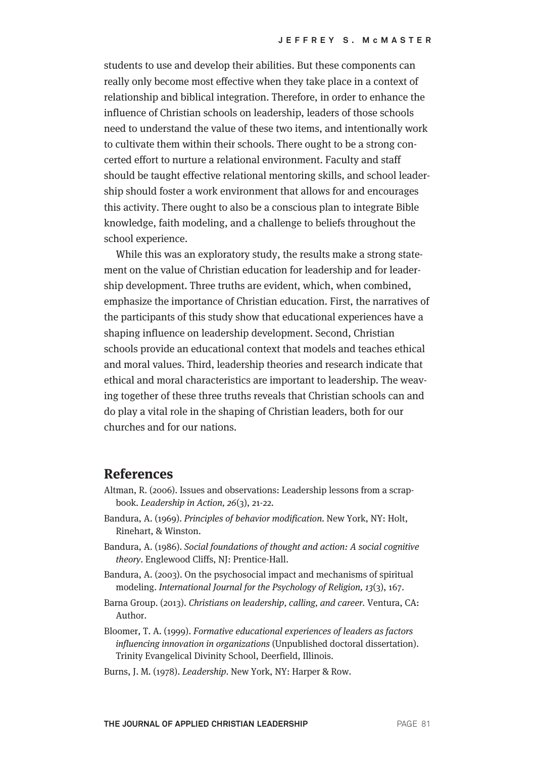students to use and develop their abilities. But these components can really only become most effective when they take place in a context of relationship and biblical integration. Therefore, in order to enhance the influence of Christian schools on leadership, leaders of those schools need to understand the value of these two items, and intentionally work to cultivate them within their schools. There ought to be a strong concerted effort to nurture a relational environment. Faculty and staff should be taught effective relational mentoring skills, and school leadership should foster a work environment that allows for and encourages this activity. There ought to also be a conscious plan to integrate Bible knowledge, faith modeling, and a challenge to beliefs throughout the school experience.

While this was an exploratory study, the results make a strong statement on the value of Christian education for leadership and for leadership development. Three truths are evident, which, when combined, emphasize the importance of Christian education. First, the narratives of the participants of this study show that educational experiences have a shaping influence on leadership development. Second, Christian schools provide an educational context that models and teaches ethical and moral values. Third, leadership theories and research indicate that ethical and moral characteristics are important to leadership. The weaving together of these three truths reveals that Christian schools can and do play a vital role in the shaping of Christian leaders, both for our churches and for our nations.

## References

Altman, R. (2006). Issues and observations: Leadership lessons from a scrapbook. *Leadership in Action, 26*(3), 21-22.

Bandura, A. (1969). *Principles of behavior modification.* New York, NY: Holt, Rinehart, & Winston.

Bandura, A. (1986). *Social foundations of thought and action: A social cognitive theory*. Englewood Cliffs, NJ: Prentice-Hall.

Bandura, A. (2003). On the psychosocial impact and mechanisms of spiritual modeling. *International Journal for the Psychology of Religion, 13*(3), 167.

Barna Group. (2013). *Christians on leadership, calling, and career.* Ventura, CA: Author.

Bloomer, T. A. (1999). *Formative educational experiences of leaders as factors influencing innovation in organizations* (Unpublished doctoral dissertation). Trinity Evangelical Divinity School, Deerfield, Illinois.

Burns, J. M. (1978). *Leadership*. New York, NY: Harper & Row.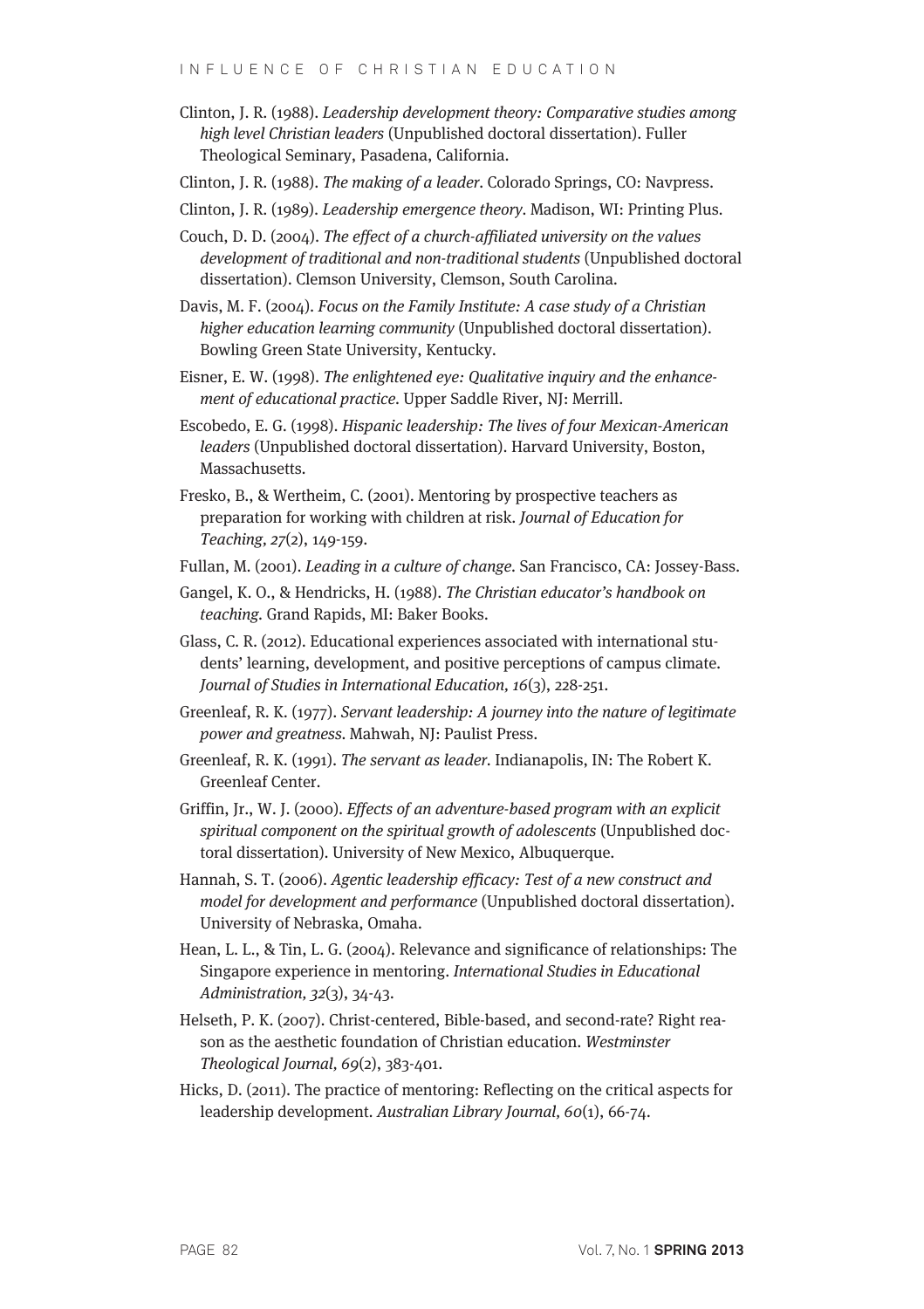Clinton, J. R. (1988). *Leadership development theory: Comparative studies among high level Christian leaders* (Unpublished doctoral dissertation). Fuller Theological Seminary, Pasadena, California.

Clinton, J. R. (1988). *The making of a leader*. Colorado Springs, CO: Navpress.

Clinton, J. R. (1989). *Leadership emergence theory*. Madison, WI: Printing Plus.

Couch, D. D. (2004). *The effect of a church-affiliated university on the values development of traditional and non-traditional students* (Unpublished doctoral dissertation). Clemson University, Clemson, South Carolina.

Davis, M. F. (2004). *Focus on the Family Institute: A case study of a Christian higher education learning community* (Unpublished doctoral dissertation). Bowling Green State University, Kentucky.

Eisner, E. W. (1998). *The enlightened eye: Qualitative inquiry and the enhancement of educational practice*. Upper Saddle River, NJ: Merrill.

Escobedo, E. G. (1998). *Hispanic leadership: The lives of four Mexican-American leaders* (Unpublished doctoral dissertation). Harvard University, Boston, Massachusetts.

Fresko, B., & Wertheim, C. (2001). Mentoring by prospective teachers as preparation for working with children at risk. *Journal of Education for Teaching, 27*(2), 149-159.

Fullan, M. (2001). *Leading in a culture of change*. San Francisco, CA: Jossey-Bass.

Gangel, K. O., & Hendricks, H. (1988). *The Christian educator's handbook on teaching*. Grand Rapids, MI: Baker Books.

Glass, C. R. (2012). Educational experiences associated with international students' learning, development, and positive perceptions of campus climate. *Journal of Studies in International Education, 16*(3), 228-251.

Greenleaf, R. K. (1977). *Servant leadership: A journey into the nature of legitimate power and greatness*. Mahwah, NJ: Paulist Press.

Greenleaf, R. K. (1991). *The servant as leader*. Indianapolis, IN: The Robert K. Greenleaf Center.

Griffin, Jr., W. J. (2000). *Effects of an adventure-based program with an explicit spiritual component on the spiritual growth of adolescents* (Unpublished doctoral dissertation). University of New Mexico, Albuquerque.

Hannah, S. T. (2006). *Agentic leadership efficacy: Test of a new construct and model for development and performance* (Unpublished doctoral dissertation). University of Nebraska, Omaha.

Hean, L. L., & Tin, L. G. (2004). Relevance and significance of relationships: The Singapore experience in mentoring. *International Studies in Educational Administration, 32*(3), 34-43.

Helseth, P. K. (2007). Christ-centered, Bible-based, and second-rate? Right reason as the aesthetic foundation of Christian education. *Westminster Theological Journal, 69*(2), 383-401.

Hicks, D. (2011). The practice of mentoring: Reflecting on the critical aspects for leadership development. *Australian Library Journal, 60*(1), 66-74.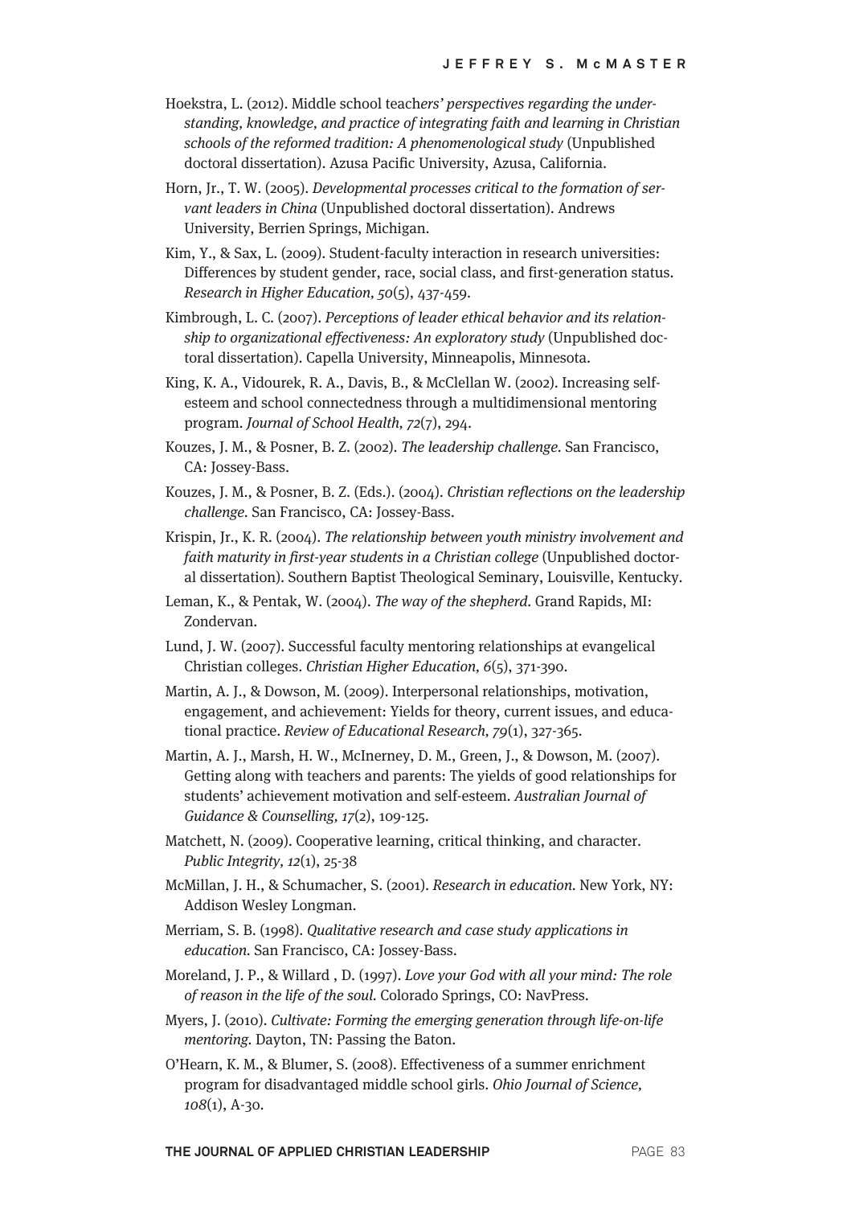Hoekstra, L. (2012). Middle school teach*ers' perspectives regarding the understanding, knowledge, and practice of integrating faith and learning in Christian schools of the reformed tradition: A phenomenological study* (Unpublished doctoral dissertation). Azusa Pacific University, Azusa, California.

Horn, Jr., T. W. (2005). *Developmental processes critical to the formation of servant leaders in China* (Unpublished doctoral dissertation). Andrews University, Berrien Springs, Michigan.

Kim, Y., & Sax, L. (2009). Student-faculty interaction in research universities: Differences by student gender, race, social class, and first-generation status. *Research in Higher Education, 50*(5), 437-459.

Kimbrough, L. C. (2007). *Perceptions of leader ethical behavior and its relationship to organizational effectiveness: An exploratory study* (Unpublished doctoral dissertation). Capella University, Minneapolis, Minnesota.

King, K. A., Vidourek, R. A., Davis, B., & McClellan W. (2002). Increasing self-esteem and school connectedness through a multidimensional mentoring program. *Journal of School Health, 72*(7), 294.

Kouzes, J. M., & Posner, B. Z. (2002). *The leadership challenge*. San Francisco, CA: Jossey-Bass.

Kouzes, J. M., & Posner, B. Z. (Eds.). (2004). *Christian reflections on the leadership challenge*. San Francisco, CA: Jossey-Bass.

Krispin, Jr., K. R. (2004). *The relationship between youth ministry involvement and faith maturity in first-year students in a Christian college* (Unpublished doctoral dissertation). Southern Baptist Theological Seminary, Louisville, Kentucky.

Leman, K., & Pentak, W. (2004). *The way of the shepherd*. Grand Rapids, MI: Zondervan.

Lund, J. W. (2007). Successful faculty mentoring relationships at evangelical Christian colleges. *Christian Higher Education, 6*(5), 371-390.

Martin, A. J., & Dowson, M. (2009). Interpersonal relationships, motivation, engagement, and achievement: Yields for theory, current issues, and educational practice. *Review of Educational Research, 79*(1), 327-365.

Martin, A. J., Marsh, H. W., McInerney, D. M., Green, J., & Dowson, M. (2007). Getting along with teachers and parents: The yields of good relationships for students' achievement motivation and self-esteem. *Australian Journal of Guidance & Counselling, 17*(2), 109-125.

Matchett, N. (2009). Cooperative learning, critical thinking, and character. *Public Integrity, 12*(1), 25-38

McMillan, J. H., & Schumacher, S. (2001). *Research in education*. New York, NY: Addison Wesley Longman.

Merriam, S. B. (1998). *Qualitative research and case study applications in education*. San Francisco, CA: Jossey-Bass.

Moreland, J. P., & Willard , D. (1997). *Love your God with all your mind: The role of reason in the life of the soul*. Colorado Springs, CO: NavPress.

Myers, J. (2010). *Cultivate: Forming the emerging generation through life-on-life mentoring*. Dayton, TN: Passing the Baton.

O'Hearn, K. M., & Blumer, S. (2008). Effectiveness of a summer enrichment program for disadvantaged middle school girls. *Ohio Journal of Science, 108*(1), A-30.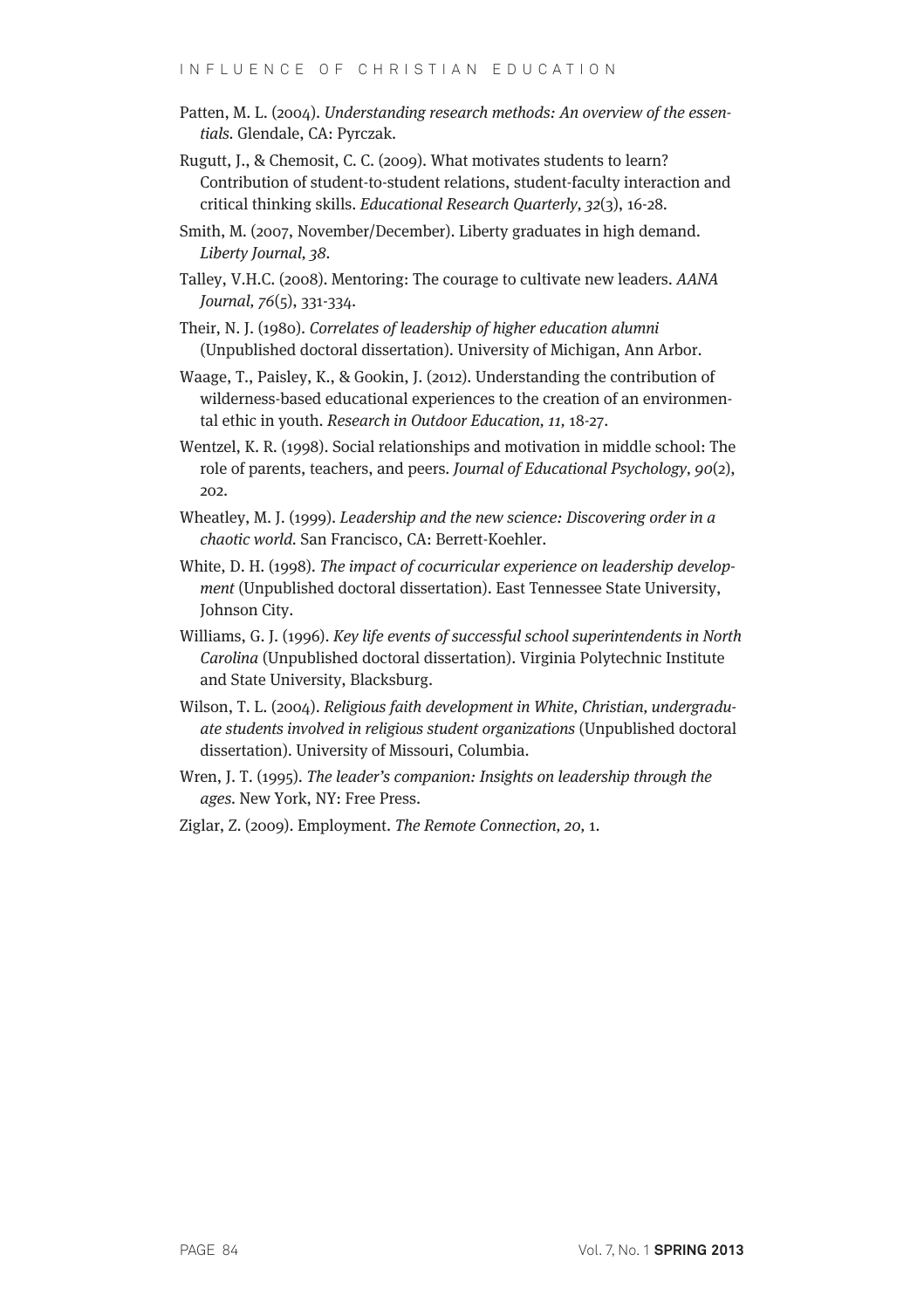Patten, M. L. (2004). *Understanding research methods: An overview of the essentials*. Glendale, CA: Pyrczak.

Rugutt, J., & Chemosit, C. C. (2009). What motivates students to learn? Contribution of student-to-student relations, student-faculty interaction and critical thinking skills. *Educational Research Quarterly, 32*(3), 16-28.

Smith, M. (2007, November/December). Liberty graduates in high demand. *Liberty Journal, 38*.

Talley, V.H.C. (2008). Mentoring: The courage to cultivate new leaders. *AANA Journal, 76*(5), 331-334.

Their, N. J. (1980). *Correlates of leadership of higher education alumni* (Unpublished doctoral dissertation). University of Michigan, Ann Arbor.

Waage, T., Paisley, K., & Gookin, J. (2012). Understanding the contribution of wilderness-based educational experiences to the creation of an environmental ethic in youth. *Research in Outdoor Education, 11,* 18-27.

Wentzel, K. R. (1998). Social relationships and motivation in middle school: The role of parents, teachers, and peers. *Journal of Educational Psychology, 90*(2), 202.

Wheatley, M. J. (1999). *Leadership and the new science: Discovering order in a chaotic world*. San Francisco, CA: Berrett-Koehler.

White, D. H. (1998). *The impact of cocurricular experience on leadership development* (Unpublished doctoral dissertation). East Tennessee State University, Johnson City.

Williams, G. J. (1996). *Key life events of successful school superintendents in North Carolina* (Unpublished doctoral dissertation). Virginia Polytechnic Institute and State University, Blacksburg.

Wilson, T. L. (2004). *Religious faith development in White, Christian, undergraduate students involved in religious student organizations* (Unpublished doctoral dissertation). University of Missouri, Columbia.

Wren, J. T. (1995). *The leader's companion: Insights on leadership through the ages*. New York, NY: Free Press.

Ziglar, Z. (2009). Employment. *The Remote Connection, 20*, 1.